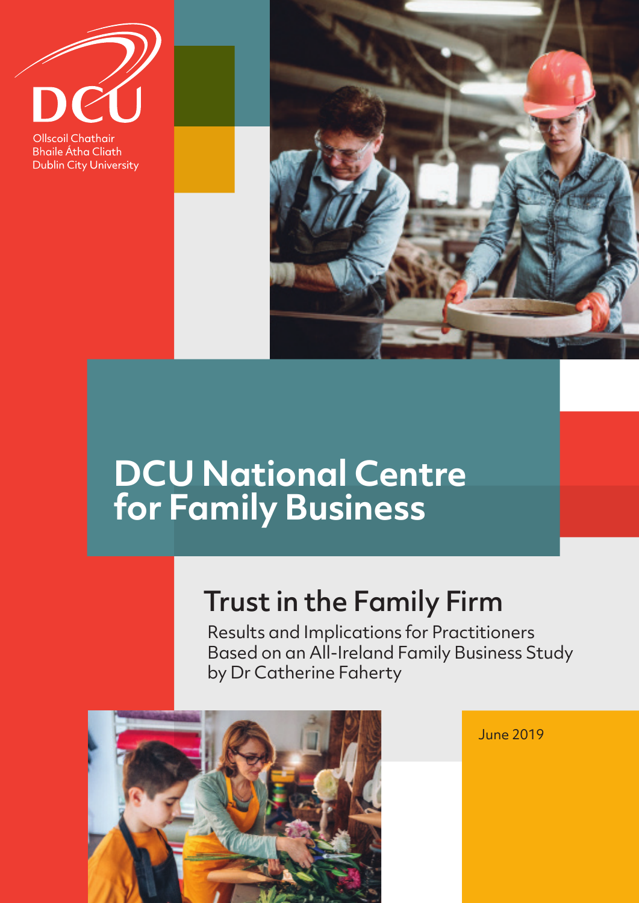DCU

Ollscoil Chathair Bhaile Átha Cliath
Dublin City University

# DCU National Centre for Family Business

## Trust in the Family Firm

Results and Implications for Practitioners Based on an All-Ireland Family Business Study by Dr Catherine Faherty

June 2019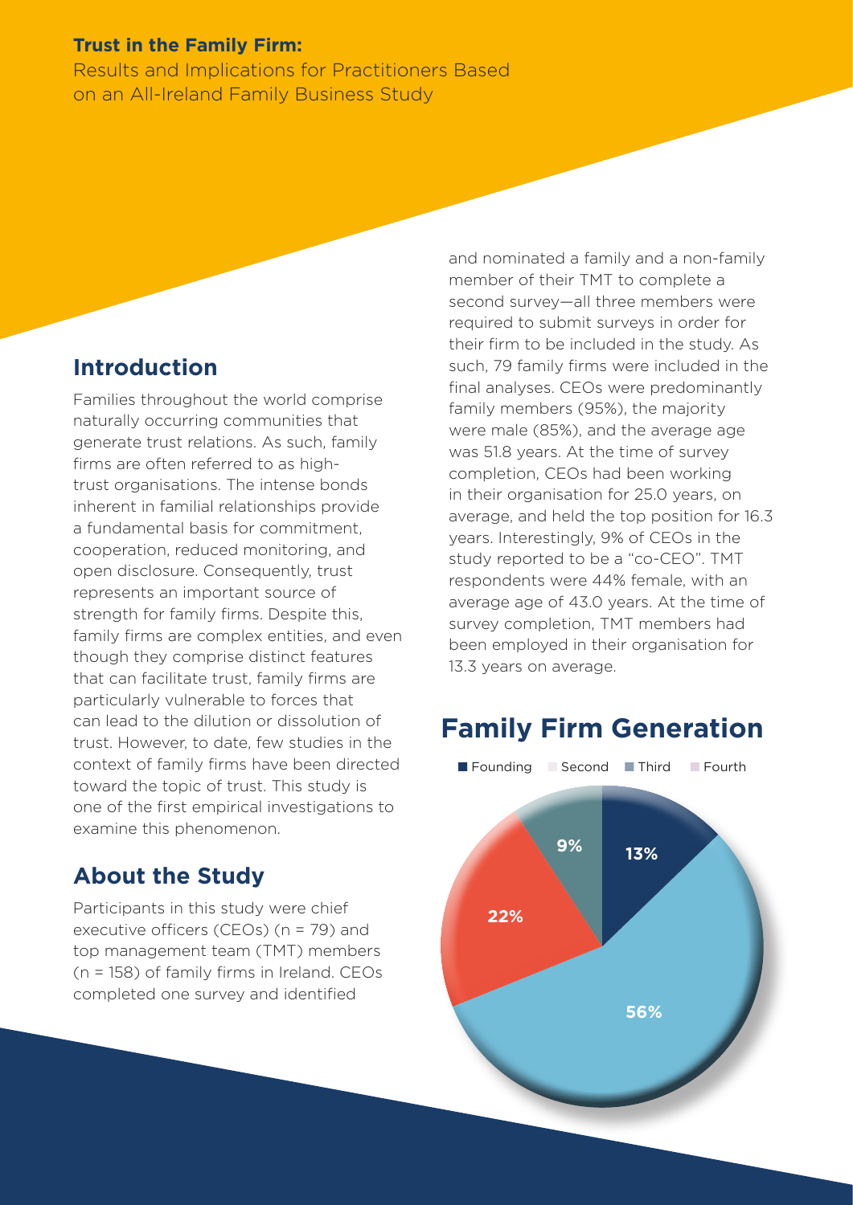**Trust in the Family Firm:**
Results and Implications for Practitioners Based on an All-Ireland Family Business Study

## Introduction

Families throughout the world comprise naturally occurring communities that generate trust relations. As such, family firms are often referred to as high-trust organisations. The intense bonds inherent in familial relationships provide a fundamental basis for commitment, cooperation, reduced monitoring, and open disclosure. Consequently, trust represents an important source of strength for family firms. Despite this, family firms are complex entities, and even though they comprise distinct features that can facilitate trust, family firms are particularly vulnerable to forces that can lead to the dilution or dissolution of trust. However, to date, few studies in the context of family firms have been directed toward the topic of trust. This study is one of the first empirical investigations to examine this phenomenon.

## About the Study

Participants in this study were chief executive officers (CEOs) (n = 79) and top management team (TMT) members (n = 158) of family firms in Ireland. CEOs completed one survey and identified and nominated a family and a non-family member of their TMT to complete a second survey—all three members were required to submit surveys in order for their firm to be included in the study. As such, 79 family firms were included in the final analyses. CEOs were predominantly family members (95%), the majority were male (85%), and the average age was 51.8 years. At the time of survey completion, CEOs had been working in their organisation for 25.0 years, on average, and held the top position for 16.3 years. Interestingly, 9% of CEOs in the study reported to be a "co-CEO". TMT respondents were 44% female, with an average age of 43.0 years. At the time of survey completion, TMT members had been employed in their organisation for 13.3 years on average.

## Family Firm Generation

| Generation | Percentage |
|---|---|
| Founding | 13% |
| Second | 56% |
| Third | 22% |
| Fourth | 9% |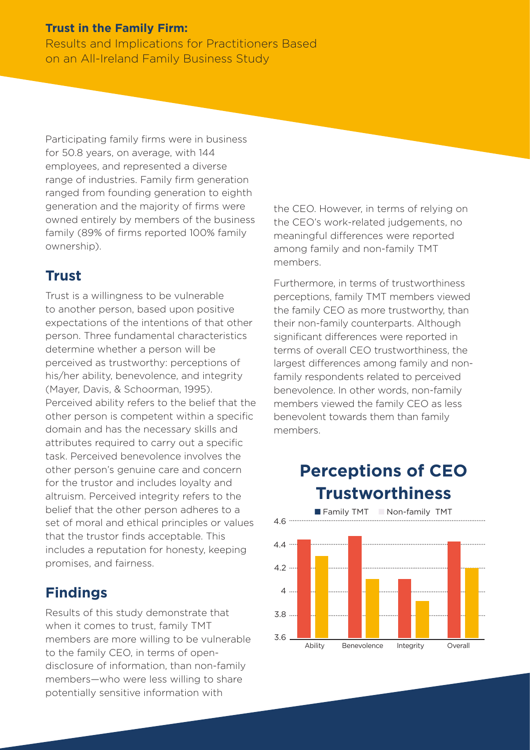Participating family firms were in business for 50.8 years, on average, with 144 employees, and represented a diverse range of industries. Family firm generation ranged from founding generation to eighth generation and the majority of firms were owned entirely by members of the business family (89% of firms reported 100% family ownership).

## Trust

Trust is a willingness to be vulnerable to another person, based upon positive expectations of the intentions of that other person. Three fundamental characteristics determine whether a person will be perceived as trustworthy: perceptions of his/her ability, benevolence, and integrity (Mayer, Davis, & Schoorman, 1995). Perceived ability refers to the belief that the other person is competent within a specific domain and has the necessary skills and attributes required to carry out a specific task. Perceived benevolence involves the other person's genuine care and concern for the trustor and includes loyalty and altruism. Perceived integrity refers to the belief that the other person adheres to a set of moral and ethical principles or values that the trustor finds acceptable. This includes a reputation for honesty, keeping promises, and fairness.

## Findings

Results of this study demonstrate that when it comes to trust, family TMT members are more willing to be vulnerable to the family CEO, in terms of open-disclosure of information, than non-family members—who were less willing to share potentially sensitive information with the CEO. However, in terms of relying on the CEO's work-related judgements, no meaningful differences were reported among family and non-family TMT members.

Furthermore, in terms of trustworthiness perceptions, family TMT members viewed the family CEO as more trustworthy, than their non-family counterparts. Although significant differences were reported in terms of overall CEO trustworthiness, the largest differences among family and non-family respondents related to perceived benevolence. In other words, non-family members viewed the family CEO as less benevolent towards them than family members.

## Perceptions of CEO Trustworthiness

Family TMT | Non-family TMT

Ability | Benevolence | Integrity | Overall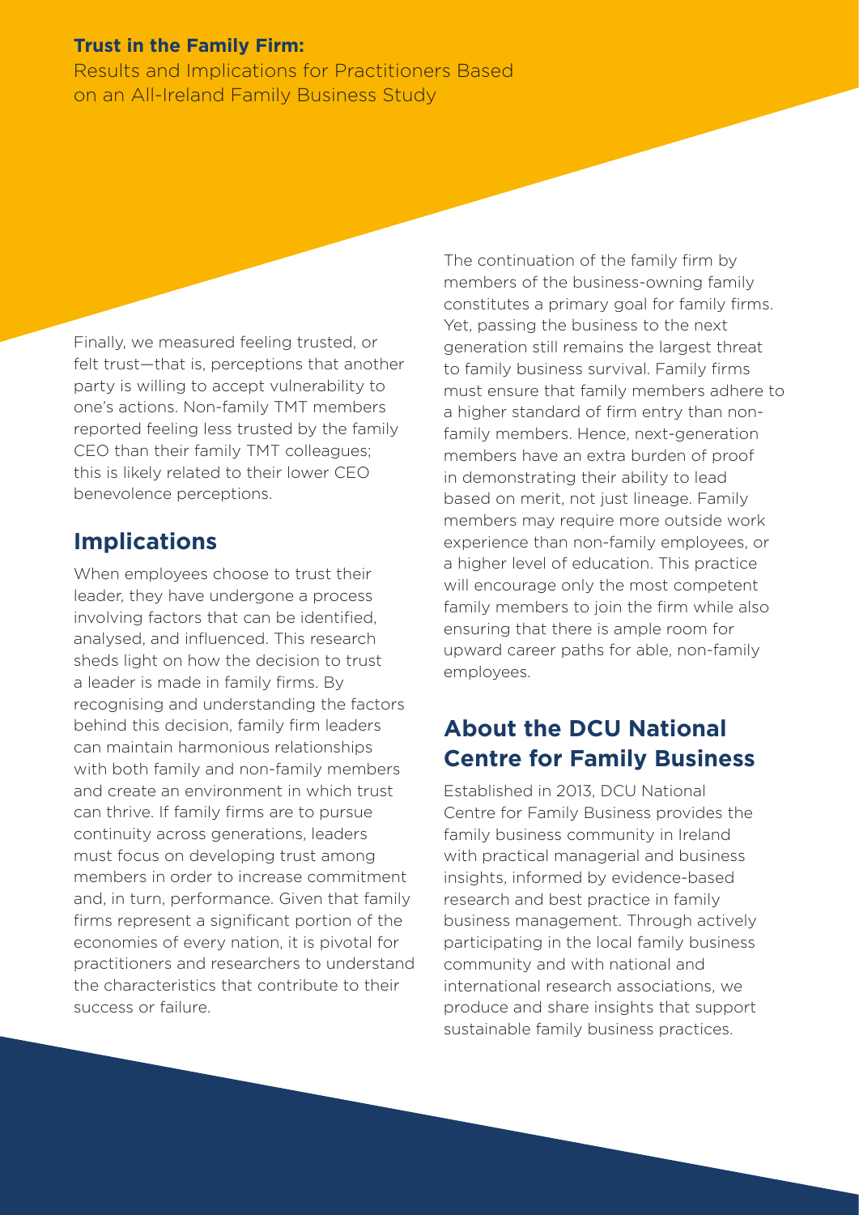Finally, we measured feeling trusted, or felt trust—that is, perceptions that another party is willing to accept vulnerability to one's actions. Non-family TMT members reported feeling less trusted by the family CEO than their family TMT colleagues; this is likely related to their lower CEO benevolence perceptions.

## Implications

When employees choose to trust their leader, they have undergone a process involving factors that can be identified, analysed, and influenced. This research sheds light on how the decision to trust a leader is made in family firms. By recognising and understanding the factors behind this decision, family firm leaders can maintain harmonious relationships with both family and non-family members and create an environment in which trust can thrive. If family firms are to pursue continuity across generations, leaders must focus on developing trust among members in order to increase commitment and, in turn, performance. Given that family firms represent a significant portion of the economies of every nation, it is pivotal for practitioners and researchers to understand the characteristics that contribute to their success or failure.

The continuation of the family firm by members of the business-owning family constitutes a primary goal for family firms. Yet, passing the business to the next generation still remains the largest threat to family business survival. Family firms must ensure that family members adhere to a higher standard of firm entry than non-family members. Hence, next-generation members have an extra burden of proof in demonstrating their ability to lead based on merit, not just lineage. Family members may require more outside work experience than non-family employees, or a higher level of education. This practice will encourage only the most competent family members to join the firm while also ensuring that there is ample room for upward career paths for able, non-family employees.

## About the DCU National Centre for Family Business

Established in 2013, DCU National Centre for Family Business provides the family business community in Ireland with practical managerial and business insights, informed by evidence-based research and best practice in family business management. Through actively participating in the local family business community and with national and international research associations, we produce and share insights that support sustainable family business practices.